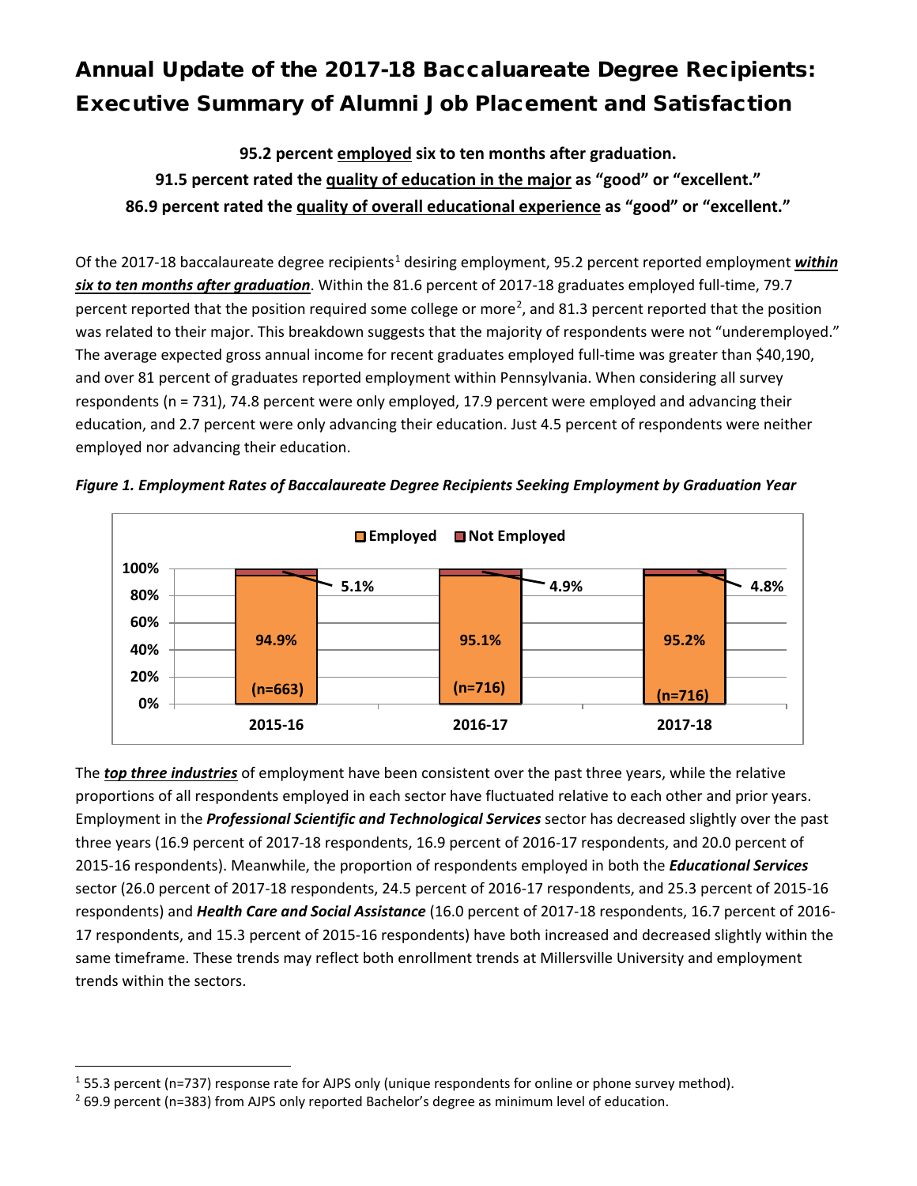# Annual Update of the 2017-18 Baccalaureate Degree Recipients: Executive Summary of Alumni Job Placement and Satisfaction

**95.2 percent employed six to ten months after graduation.**

**91.5 percent rated the quality of education in the major as "good" or "excellent."**

**86.9 percent rated the quality of overall educational experience as "good" or "excellent."**

Of the 2017-18 baccalaureate degree recipients[1] desiring employment, 95.2 percent reported employment ***within six to ten months after graduation***. Within the 81.6 percent of 2017-18 graduates employed full-time, 79.7 percent reported that the position required some college or more[2], and 81.3 percent reported that the position was related to their major. This breakdown suggests that the majority of respondents were not "underemployed." The average expected gross annual income for recent graduates employed full-time was greater than $40,190, and over 81 percent of graduates reported employment within Pennsylvania. When considering all survey respondents (n = 731), 74.8 percent were only employed, 17.9 percent were employed and advancing their education, and 2.7 percent were only advancing their education. Just 4.5 percent of respondents were neither employed nor advancing their education.

***Figure 1. Employment Rates of Baccalaureate Degree Recipients Seeking Employment by Graduation Year***

| Graduation Year | Employed | Not Employed | n |
|---|---|---|---|
| 2015-16 | 94.9% | 5.1% | 663 |
| 2016-17 | 95.1% | 4.9% | 716 |
| 2017-18 | 95.2% | 4.8% | 716 |

The ***top three industries*** of employment have been consistent over the past three years, while the relative proportions of all respondents employed in each sector have fluctuated relative to each other and prior years. Employment in the ***Professional Scientific and Technological Services*** sector has decreased slightly over the past three years (16.9 percent of 2017-18 respondents, 16.9 percent of 2016-17 respondents, and 20.0 percent of 2015-16 respondents). Meanwhile, the proportion of respondents employed in both the ***Educational Services*** sector (26.0 percent of 2017-18 respondents, 24.5 percent of 2016-17 respondents, and 25.3 percent of 2015-16 respondents) and ***Health Care and Social Assistance*** (16.0 percent of 2017-18 respondents, 16.7 percent of 2016-17 respondents, and 15.3 percent of 2015-16 respondents) have both increased and decreased slightly within the same timeframe. These trends may reflect both enrollment trends at Millersville University and employment trends within the sectors.

[1] 55.3 percent (n=737) response rate for AJPS only (unique respondents for online or phone survey method).

[2] 69.9 percent (n=383) from AJPS only reported Bachelor's degree as minimum level of education.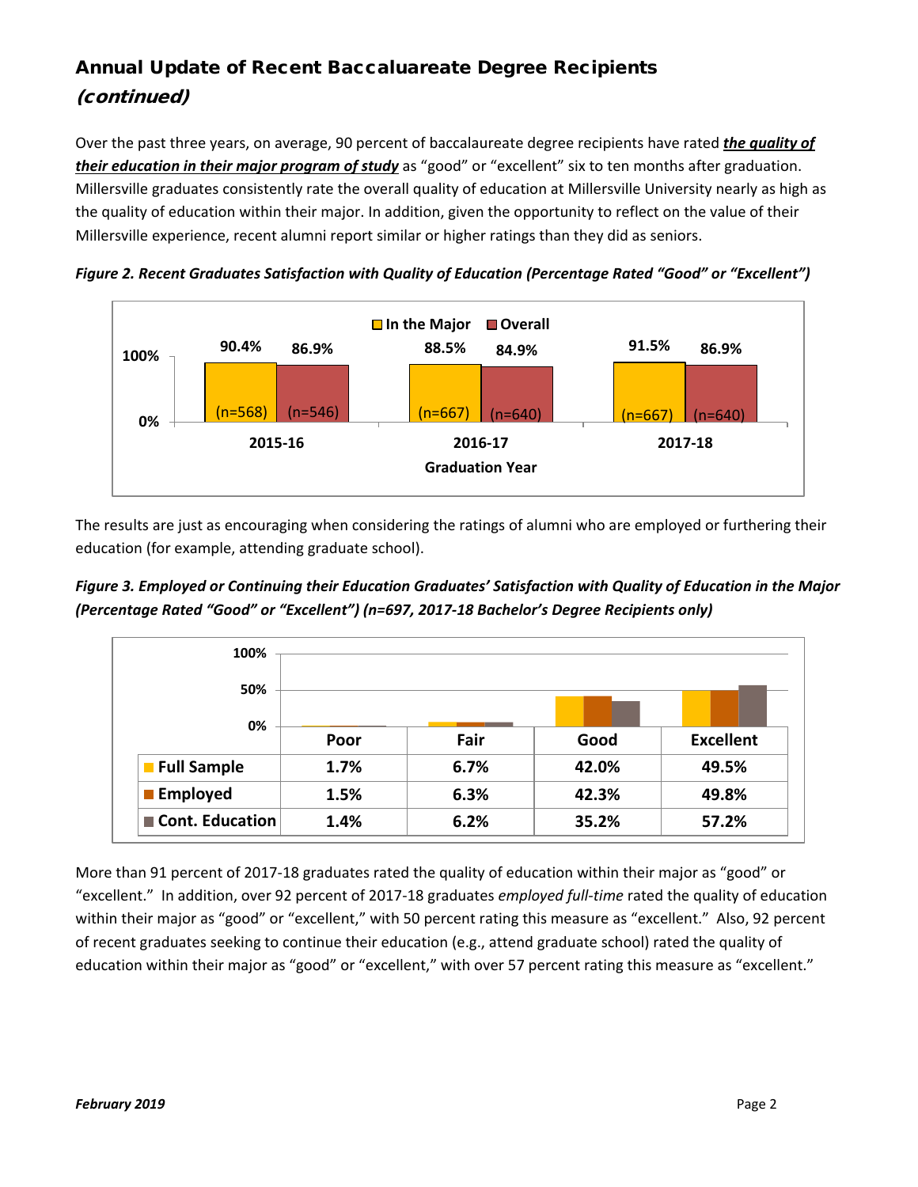## Annual Update of Recent Baccaluareate Degree Recipients *(continued)*

Over the past three years, on average, 90 percent of baccalaureate degree recipients have rated ***the quality of their education in their major program of study*** as “good” or “excellent” six to ten months after graduation. Millersville graduates consistently rate the overall quality of education at Millersville University nearly as high as the quality of education within their major. In addition, given the opportunity to reflect on the value of their Millersville experience, recent alumni report similar or higher ratings than they did as seniors.

***Figure 2. Recent Graduates Satisfaction with Quality of Education (Percentage Rated “Good” or “Excellent”)***

In the Major
Overall

100%
0%

2015-16: 90.4% (n=568); 86.9% (n=546)
2016-17: 88.5% (n=667); 84.9% (n=640)
2017-18: 91.5% (n=667); 86.9% (n=640)

Graduation Year

The results are just as encouraging when considering the ratings of alumni who are employed or furthering their education (for example, attending graduate school).

***Figure 3. Employed or Continuing their Education Graduates’ Satisfaction with Quality of Education in the Major (Percentage Rated “Good” or “Excellent”) (n=697, 2017-18 Bachelor’s Degree Recipients only)***

100%
50%
0%

| | Poor | Fair | Good | Excellent |
|---|---|---|---|---|
| Full Sample | 1.7% | 6.7% | 42.0% | 49.5% |
| Employed | 1.5% | 6.3% | 42.3% | 49.8% |
| Cont. Education | 1.4% | 6.2% | 35.2% | 57.2% |

More than 91 percent of 2017-18 graduates rated the quality of education within their major as “good” or “excellent.” In addition, over 92 percent of 2017-18 graduates *employed full-time* rated the quality of education within their major as “good” or “excellent,” with 50 percent rating this measure as “excellent.” Also, 92 percent of recent graduates seeking to continue their education (e.g., attend graduate school) rated the quality of education within their major as “good” or “excellent,” with over 57 percent rating this measure as “excellent.”